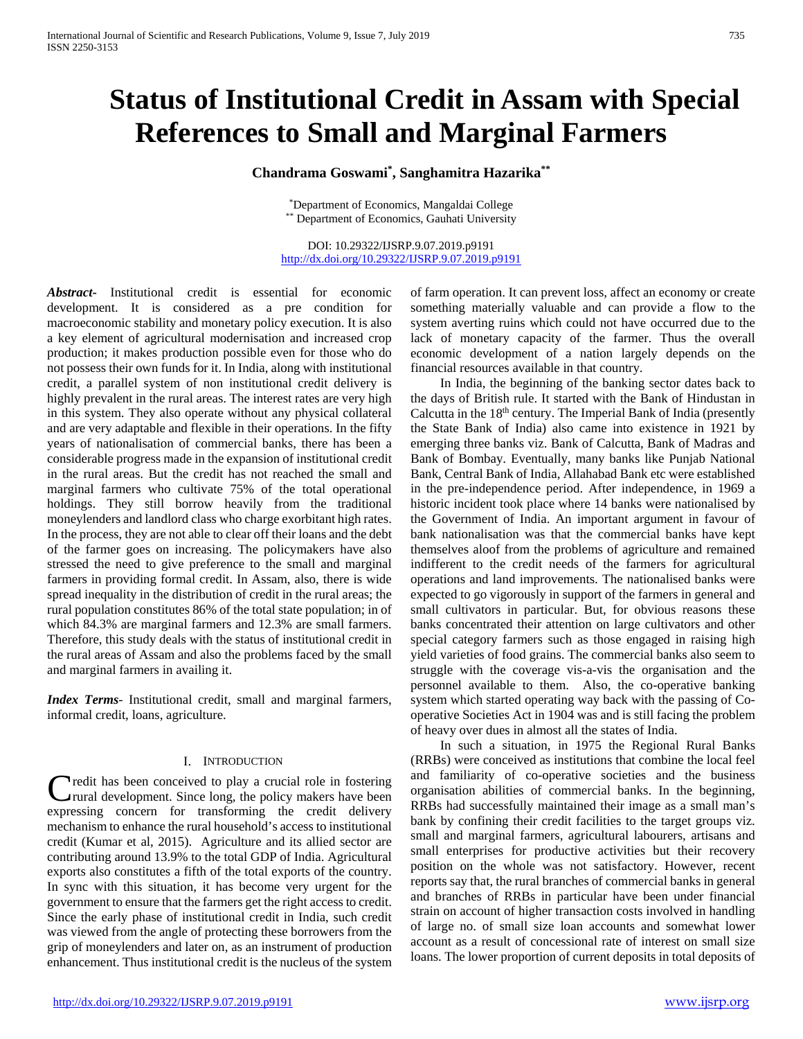# Status of Institutional Credit in Assam with Special References to Small and Marginal Farmers

**Chandrama Goswami[*], Sanghamitra Hazarika[**]**

[*]Department of Economics, Mangaldai College
[**] Department of Economics, Gauhati University

DOI: 10.29322/IJSRP.9.07.2019.p9191
http://dx.doi.org/10.29322/IJSRP.9.07.2019.p9191

***Abstract*-** Institutional credit is essential for economic development. It is considered as a pre condition for macroeconomic stability and monetary policy execution. It is also a key element of agricultural modernisation and increased crop production; it makes production possible even for those who do not possess their own funds for it. In India, along with institutional credit, a parallel system of non institutional credit delivery is highly prevalent in the rural areas. The interest rates are very high in this system. They also operate without any physical collateral and are very adaptable and flexible in their operations. In the fifty years of nationalisation of commercial banks, there has been a considerable progress made in the expansion of institutional credit in the rural areas. But the credit has not reached the small and marginal farmers who cultivate 75% of the total operational holdings. They still borrow heavily from the traditional moneylenders and landlord class who charge exorbitant high rates. In the process, they are not able to clear off their loans and the debt of the farmer goes on increasing. The policymakers have also stressed the need to give preference to the small and marginal farmers in providing formal credit. In Assam, also, there is wide spread inequality in the distribution of credit in the rural areas; the rural population constitutes 86% of the total state population; in of which 84.3% are marginal farmers and 12.3% are small farmers. Therefore, this study deals with the status of institutional credit in the rural areas of Assam and also the problems faced by the small and marginal farmers in availing it.

***Index Terms*-** Institutional credit, small and marginal farmers, informal credit, loans, agriculture.

## I. Introduction

Credit has been conceived to play a crucial role in fostering rural development. Since long, the policy makers have been expressing concern for transforming the credit delivery mechanism to enhance the rural household's access to institutional credit (Kumar et al, 2015). Agriculture and its allied sector are contributing around 13.9% to the total GDP of India. Agricultural exports also constitutes a fifth of the total exports of the country. In sync with this situation, it has become very urgent for the government to ensure that the farmers get the right access to credit. Since the early phase of institutional credit in India, such credit was viewed from the angle of protecting these borrowers from the grip of moneylenders and later on, as an instrument of production enhancement. Thus institutional credit is the nucleus of the system of farm operation. It can prevent loss, affect an economy or create something materially valuable and can provide a flow to the system averting ruins which could not have occurred due to the lack of monetary capacity of the farmer. Thus the overall economic development of a nation largely depends on the financial resources available in that country.

In India, the beginning of the banking sector dates back to the days of British rule. It started with the Bank of Hindustan in Calcutta in the 18th century. The Imperial Bank of India (presently the State Bank of India) also came into existence in 1921 by emerging three banks viz. Bank of Calcutta, Bank of Madras and Bank of Bombay. Eventually, many banks like Punjab National Bank, Central Bank of India, Allahabad Bank etc were established in the pre-independence period. After independence, in 1969 a historic incident took place where 14 banks were nationalised by the Government of India. An important argument in favour of bank nationalisation was that the commercial banks have kept themselves aloof from the problems of agriculture and remained indifferent to the credit needs of the farmers for agricultural operations and land improvements. The nationalised banks were expected to go vigorously in support of the farmers in general and small cultivators in particular. But, for obvious reasons these banks concentrated their attention on large cultivators and other special category farmers such as those engaged in raising high yield varieties of food grains. The commercial banks also seem to struggle with the coverage vis-a-vis the organisation and the personnel available to them. Also, the co-operative banking system which started operating way back with the passing of Co-operative Societies Act in 1904 was and is still facing the problem of heavy over dues in almost all the states of India.

In such a situation, in 1975 the Regional Rural Banks (RRBs) were conceived as institutions that combine the local feel and familiarity of co-operative societies and the business organisation abilities of commercial banks. In the beginning, RRBs had successfully maintained their image as a small man's bank by confining their credit facilities to the target groups viz. small and marginal farmers, agricultural labourers, artisans and small enterprises for productive activities but their recovery position on the whole was not satisfactory. However, recent reports say that, the rural branches of commercial banks in general and branches of RRBs in particular have been under financial strain on account of higher transaction costs involved in handling of large no. of small size loan accounts and somewhat lower account as a result of concessional rate of interest on small size loans. The lower proportion of current deposits in total deposits of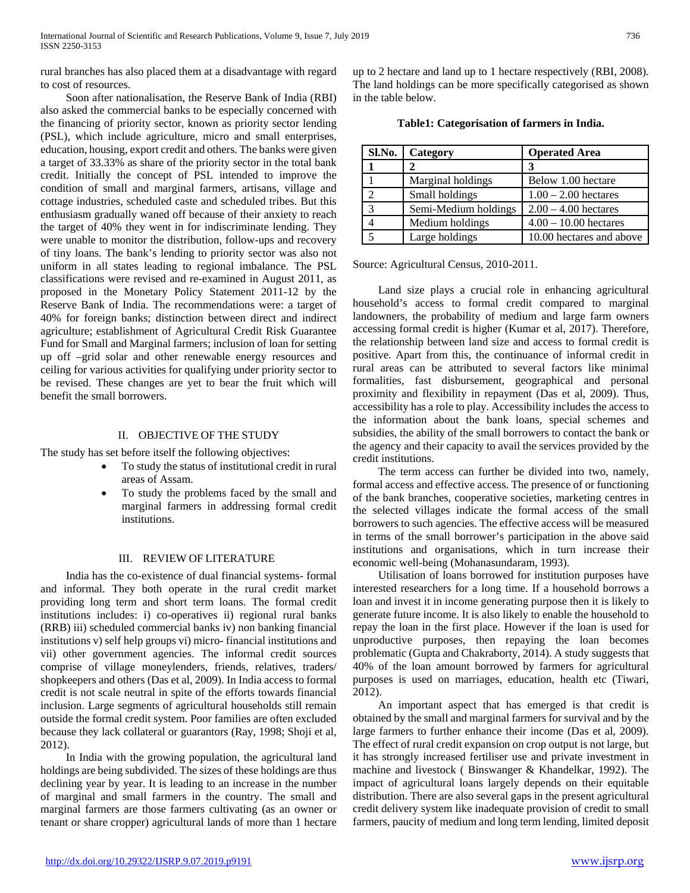rural branches has also placed them at a disadvantage with regard to cost of resources.

Soon after nationalisation, the Reserve Bank of India (RBI) also asked the commercial banks to be especially concerned with the financing of priority sector, known as priority sector lending (PSL), which include agriculture, micro and small enterprises, education, housing, export credit and others. The banks were given a target of 33.33% as share of the priority sector in the total bank credit. Initially the concept of PSL intended to improve the condition of small and marginal farmers, artisans, village and cottage industries, scheduled caste and scheduled tribes. But this enthusiasm gradually waned off because of their anxiety to reach the target of 40% they went in for indiscriminate lending. They were unable to monitor the distribution, follow-ups and recovery of tiny loans. The bank's lending to priority sector was also not uniform in all states leading to regional imbalance. The PSL classifications were revised and re-examined in August 2011, as proposed in the Monetary Policy Statement 2011-12 by the Reserve Bank of India. The recommendations were: a target of 40% for foreign banks; distinction between direct and indirect agriculture; establishment of Agricultural Credit Risk Guarantee Fund for Small and Marginal farmers; inclusion of loan for setting up off –grid solar and other renewable energy resources and ceiling for various activities for qualifying under priority sector to be revised. These changes are yet to bear the fruit which will benefit the small borrowers.

## II. OBJECTIVE OF THE STUDY

The study has set before itself the following objectives:

- To study the status of institutional credit in rural areas of Assam.
- To study the problems faced by the small and marginal farmers in addressing formal credit institutions.

## III. REVIEW OF LITERATURE

India has the co-existence of dual financial systems- formal and informal. They both operate in the rural credit market providing long term and short term loans. The formal credit institutions includes: i) co-operatives ii) regional rural banks (RRB) iii) scheduled commercial banks iv) non banking financial institutions v) self help groups vi) micro- financial institutions and vii) other government agencies. The informal credit sources comprise of village moneylenders, friends, relatives, traders/ shopkeepers and others (Das et al, 2009). In India access to formal credit is not scale neutral in spite of the efforts towards financial inclusion. Large segments of agricultural households still remain outside the formal credit system. Poor families are often excluded because they lack collateral or guarantors (Ray, 1998; Shoji et al, 2012).

In India with the growing population, the agricultural land holdings are being subdivided. The sizes of these holdings are thus declining year by year. It is leading to an increase in the number of marginal and small farmers in the country. The small and marginal farmers are those farmers cultivating (as an owner or tenant or share cropper) agricultural lands of more than 1 hectare up to 2 hectare and land up to 1 hectare respectively (RBI, 2008). The land holdings can be more specifically categorised as shown in the table below.

**Table1: Categorisation of farmers in India.**

| Sl.No. | Category | Operated Area |
|---|---|---|
| **1** | **2** | **3** |
| 1 | Marginal holdings | Below 1.00 hectare |
| 2 | Small holdings | 1.00 – 2.00 hectares |
| 3 | Semi-Medium holdings | 2.00 – 4.00 hectares |
| 4 | Medium holdings | 4.00 – 10.00 hectares |
| 5 | Large holdings | 10.00 hectares and above |

Source: Agricultural Census, 2010-2011.

Land size plays a crucial role in enhancing agricultural household's access to formal credit compared to marginal landowners, the probability of medium and large farm owners accessing formal credit is higher (Kumar et al, 2017). Therefore, the relationship between land size and access to formal credit is positive. Apart from this, the continuance of informal credit in rural areas can be attributed to several factors like minimal formalities, fast disbursement, geographical and personal proximity and flexibility in repayment (Das et al, 2009). Thus, accessibility has a role to play. Accessibility includes the access to the information about the bank loans, special schemes and subsidies, the ability of the small borrowers to contact the bank or the agency and their capacity to avail the services provided by the credit institutions.

The term access can further be divided into two, namely, formal access and effective access. The presence of or functioning of the bank branches, cooperative societies, marketing centres in the selected villages indicate the formal access of the small borrowers to such agencies. The effective access will be measured in terms of the small borrower's participation in the above said institutions and organisations, which in turn increase their economic well-being (Mohanasundaram, 1993).

Utilisation of loans borrowed for institution purposes have interested researchers for a long time. If a household borrows a loan and invest it in income generating purpose then it is likely to generate future income. It is also likely to enable the household to repay the loan in the first place. However if the loan is used for unproductive purposes, then repaying the loan becomes problematic (Gupta and Chakraborty, 2014). A study suggests that 40% of the loan amount borrowed by farmers for agricultural purposes is used on marriages, education, health etc (Tiwari, 2012).

An important aspect that has emerged is that credit is obtained by the small and marginal farmers for survival and by the large farmers to further enhance their income (Das et al, 2009). The effect of rural credit expansion on crop output is not large, but it has strongly increased fertiliser use and private investment in machine and livestock ( Binswanger & Khandelkar, 1992). The impact of agricultural loans largely depends on their equitable distribution. There are also several gaps in the present agricultural credit delivery system like inadequate provision of credit to small farmers, paucity of medium and long term lending, limited deposit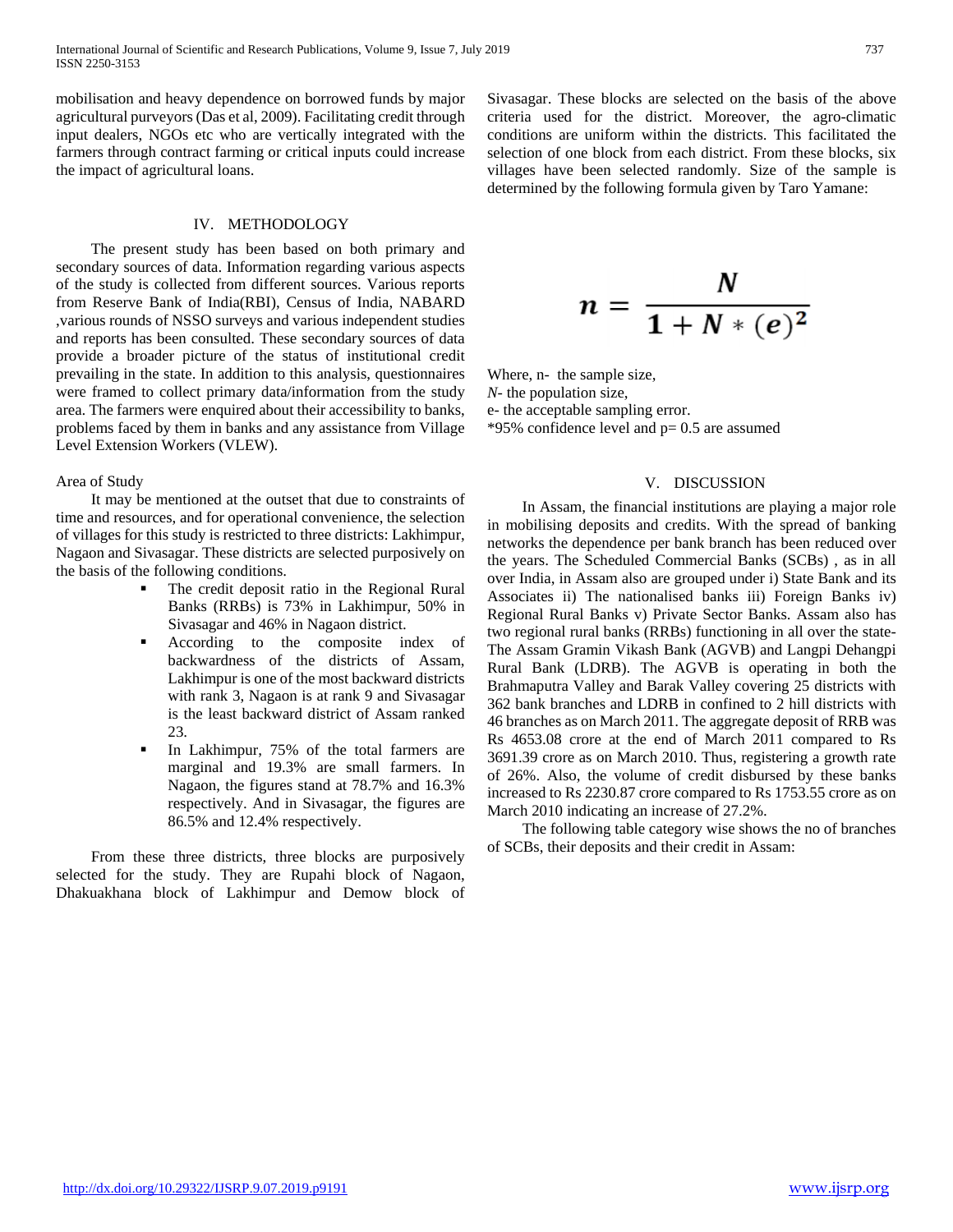mobilisation and heavy dependence on borrowed funds by major agricultural purveyors (Das et al, 2009). Facilitating credit through input dealers, NGOs etc who are vertically integrated with the farmers through contract farming or critical inputs could increase the impact of agricultural loans.

## IV. METHODOLOGY

The present study has been based on both primary and secondary sources of data. Information regarding various aspects of the study is collected from different sources. Various reports from Reserve Bank of India(RBI), Census of India, NABARD ,various rounds of NSSO surveys and various independent studies and reports has been consulted. These secondary sources of data provide a broader picture of the status of institutional credit prevailing in the state. In addition to this analysis, questionnaires were framed to collect primary data/information from the study area. The farmers were enquired about their accessibility to banks, problems faced by them in banks and any assistance from Village Level Extension Workers (VLEW).

### Area of Study

It may be mentioned at the outset that due to constraints of time and resources, and for operational convenience, the selection of villages for this study is restricted to three districts: Lakhimpur, Nagaon and Sivasagar. These districts are selected purposively on the basis of the following conditions.

- The credit deposit ratio in the Regional Rural Banks (RRBs) is 73% in Lakhimpur, 50% in Sivasagar and 46% in Nagaon district.
- According to the composite index of backwardness of the districts of Assam, Lakhimpur is one of the most backward districts with rank 3, Nagaon is at rank 9 and Sivasagar is the least backward district of Assam ranked 23.
- In Lakhimpur, 75% of the total farmers are marginal and 19.3% are small farmers. In Nagaon, the figures stand at 78.7% and 16.3% respectively. And in Sivasagar, the figures are 86.5% and 12.4% respectively.

From these three districts, three blocks are purposively selected for the study. They are Rupahi block of Nagaon, Dhakuakhana block of Lakhimpur and Demow block of Sivasagar. These blocks are selected on the basis of the above criteria used for the district. Moreover, the agro-climatic conditions are uniform within the districts. This facilitated the selection of one block from each district. From these blocks, six villages have been selected randomly. Size of the sample is determined by the following formula given by Taro Yamane:

$$n = \frac{N}{1 + N * (e)^2}$$

Where, n- the sample size,
*N*- the population size,
e- the acceptable sampling error.
*95% confidence level and p= 0.5 are assumed

## V. DISCUSSION

In Assam, the financial institutions are playing a major role in mobilising deposits and credits. With the spread of banking networks the dependence per bank branch has been reduced over the years. The Scheduled Commercial Banks (SCBs) , as in all over India, in Assam also are grouped under i) State Bank and its Associates ii) The nationalised banks iii) Foreign Banks iv) Regional Rural Banks v) Private Sector Banks. Assam also has two regional rural banks (RRBs) functioning in all over the state- The Assam Gramin Vikash Bank (AGVB) and Langpi Dehangpi Rural Bank (LDRB). The AGVB is operating in both the Brahmaputra Valley and Barak Valley covering 25 districts with 362 bank branches and LDRB in confined to 2 hill districts with 46 branches as on March 2011. The aggregate deposit of RRB was Rs 4653.08 crore at the end of March 2011 compared to Rs 3691.39 crore as on March 2010. Thus, registering a growth rate of 26%. Also, the volume of credit disbursed by these banks increased to Rs 2230.87 crore compared to Rs 1753.55 crore as on March 2010 indicating an increase of 27.2%.

The following table category wise shows the no of branches of SCBs, their deposits and their credit in Assam: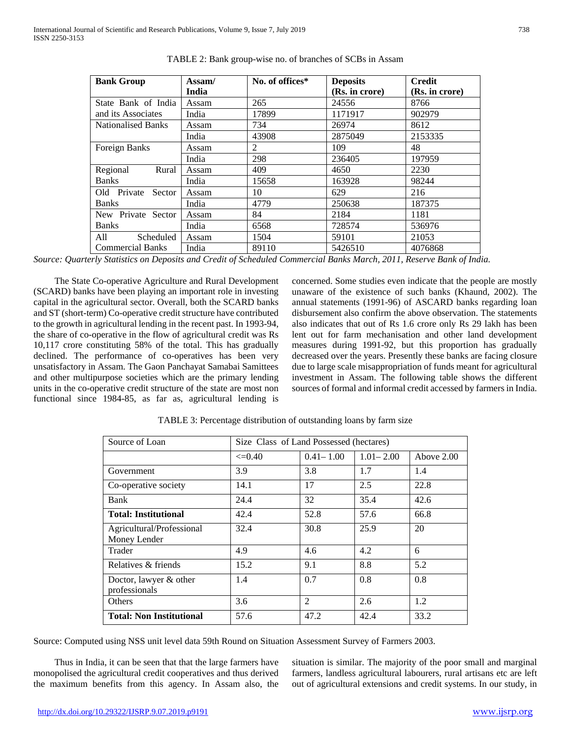TABLE 2: Bank group-wise no. of branches of SCBs in Assam

| Bank Group | Assam/ India | No. of offices* | Deposits (Rs. in crore) | Credit (Rs. in crore) |
|---|---|---|---|---|
| State Bank of India and its Associates | Assam | 265 | 24556 | 8766 |
| | India | 17899 | 1171917 | 902979 |
| Nationalised Banks | Assam | 734 | 26974 | 8612 |
| | India | 43908 | 2875049 | 2153335 |
| Foreign Banks | Assam | 2 | 109 | 48 |
| | India | 298 | 236405 | 197959 |
| Regional Rural Banks | Assam | 409 | 4650 | 2230 |
| | India | 15658 | 163928 | 98244 |
| Old Private Sector Banks | Assam | 10 | 629 | 216 |
| | India | 4779 | 250638 | 187375 |
| New Private Sector Banks | Assam | 84 | 2184 | 1181 |
| | India | 6568 | 728574 | 536976 |
| All Scheduled Commercial Banks | Assam | 1504 | 59101 | 21053 |
| | India | 89110 | 5426510 | 4076868 |

*Source: Quarterly Statistics on Deposits and Credit of Scheduled Commercial Banks March, 2011, Reserve Bank of India.*

The State Co-operative Agriculture and Rural Development (SCARD) banks have been playing an important role in investing capital in the agricultural sector. Overall, both the SCARD banks and ST (short-term) Co-operative credit structure have contributed to the growth in agricultural lending in the recent past. In 1993-94, the share of co-operative in the flow of agricultural credit was Rs 10,117 crore constituting 58% of the total. This has gradually declined. The performance of co-operatives has been very unsatisfactory in Assam. The Gaon Panchayat Samabai Samittees and other multipurpose societies which are the primary lending units in the co-operative credit structure of the state are most non functional since 1984-85, as far as, agricultural lending is concerned. Some studies even indicate that the people are mostly unaware of the existence of such banks (Khaund, 2002). The annual statements (1991-96) of ASCARD banks regarding loan disbursement also confirm the above observation. The statements also indicates that out of Rs 1.6 crore only Rs 29 lakh has been lent out for farm mechanisation and other land development measures during 1991-92, but this proportion has gradually decreased over the years. Presently these banks are facing closure due to large scale misappropriation of funds meant for agricultural investment in Assam. The following table shows the different sources of formal and informal credit accessed by farmers in India.

TABLE 3: Percentage distribution of outstanding loans by farm size

| Source of Loan | Size Class of Land Possessed (hectares) | | | |
|---|---|---|---|---|
| | <=0.40 | 0.41– 1.00 | 1.01– 2.00 | Above 2.00 |
| Government | 3.9 | 3.8 | 1.7 | 1.4 |
| Co-operative society | 14.1 | 17 | 2.5 | 22.8 |
| Bank | 24.4 | 32 | 35.4 | 42.6 |
| **Total: Institutional** | 42.4 | 52.8 | 57.6 | 66.8 |
| Agricultural/Professional Money Lender | 32.4 | 30.8 | 25.9 | 20 |
| Trader | 4.9 | 4.6 | 4.2 | 6 |
| Relatives & friends | 15.2 | 9.1 | 8.8 | 5.2 |
| Doctor, lawyer & other professionals | 1.4 | 0.7 | 0.8 | 0.8 |
| Others | 3.6 | 2 | 2.6 | 1.2 |
| **Total: Non Institutional** | 57.6 | 47.2 | 42.4 | 33.2 |

Source: Computed using NSS unit level data 59th Round on Situation Assessment Survey of Farmers 2003.

Thus in India, it can be seen that that the large farmers have monopolised the agricultural credit cooperatives and thus derived the maximum benefits from this agency. In Assam also, the situation is similar. The majority of the poor small and marginal farmers, landless agricultural labourers, rural artisans etc are left out of agricultural extensions and credit systems. In our study, in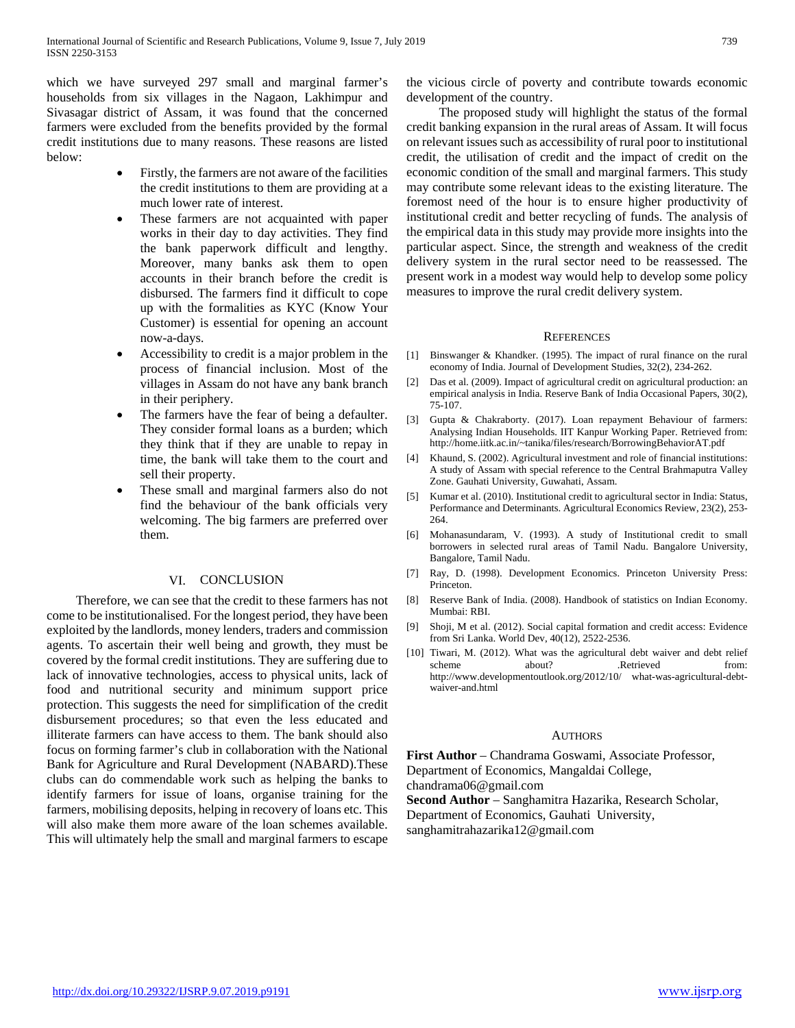which we have surveyed 297 small and marginal farmer's households from six villages in the Nagaon, Lakhimpur and Sivasagar district of Assam, it was found that the concerned farmers were excluded from the benefits provided by the formal credit institutions due to many reasons. These reasons are listed below:

- Firstly, the farmers are not aware of the facilities the credit institutions to them are providing at a much lower rate of interest.
- These farmers are not acquainted with paper works in their day to day activities. They find the bank paperwork difficult and lengthy. Moreover, many banks ask them to open accounts in their branch before the credit is disbursed. The farmers find it difficult to cope up with the formalities as KYC (Know Your Customer) is essential for opening an account now-a-days.
- Accessibility to credit is a major problem in the process of financial inclusion. Most of the villages in Assam do not have any bank branch in their periphery.
- The farmers have the fear of being a defaulter. They consider formal loans as a burden; which they think that if they are unable to repay in time, the bank will take them to the court and sell their property.
- These small and marginal farmers also do not find the behaviour of the bank officials very welcoming. The big farmers are preferred over them.

## VI. CONCLUSION

Therefore, we can see that the credit to these farmers has not come to be institutionalised. For the longest period, they have been exploited by the landlords, money lenders, traders and commission agents. To ascertain their well being and growth, they must be covered by the formal credit institutions. They are suffering due to lack of innovative technologies, access to physical units, lack of food and nutritional security and minimum support price protection. This suggests the need for simplification of the credit disbursement procedures; so that even the less educated and illiterate farmers can have access to them. The bank should also focus on forming farmer's club in collaboration with the National Bank for Agriculture and Rural Development (NABARD).These clubs can do commendable work such as helping the banks to identify farmers for issue of loans, organise training for the farmers, mobilising deposits, helping in recovery of loans etc. This will also make them more aware of the loan schemes available. This will ultimately help the small and marginal farmers to escape the vicious circle of poverty and contribute towards economic development of the country.

The proposed study will highlight the status of the formal credit banking expansion in the rural areas of Assam. It will focus on relevant issues such as accessibility of rural poor to institutional credit, the utilisation of credit and the impact of credit on the economic condition of the small and marginal farmers. This study may contribute some relevant ideas to the existing literature. The foremost need of the hour is to ensure higher productivity of institutional credit and better recycling of funds. The analysis of the empirical data in this study may provide more insights into the particular aspect. Since, the strength and weakness of the credit delivery system in the rural sector need to be reassessed. The present work in a modest way would help to develop some policy measures to improve the rural credit delivery system.

## REFERENCES

[1] Binswanger & Khandker. (1995). The impact of rural finance on the rural economy of India. Journal of Development Studies, 32(2), 234-262.

[2] Das et al. (2009). Impact of agricultural credit on agricultural production: an empirical analysis in India. Reserve Bank of India Occasional Papers, 30(2), 75-107.

[3] Gupta & Chakraborty. (2017). Loan repayment Behaviour of farmers: Analysing Indian Households. IIT Kanpur Working Paper. Retrieved from: http://home.iitk.ac.in/~tanika/files/research/BorrowingBehaviorAT.pdf

[4] Khaund, S. (2002). Agricultural investment and role of financial institutions: A study of Assam with special reference to the Central Brahmaputra Valley Zone. Gauhati University, Guwahati, Assam.

[5] Kumar et al. (2010). Institutional credit to agricultural sector in India: Status, Performance and Determinants. Agricultural Economics Review, 23(2), 253-264.

[6] Mohanasundaram, V. (1993). A study of Institutional credit to small borrowers in selected rural areas of Tamil Nadu. Bangalore University, Bangalore, Tamil Nadu.

[7] Ray, D. (1998). Development Economics. Princeton University Press: Princeton.

[8] Reserve Bank of India. (2008). Handbook of statistics on Indian Economy. Mumbai: RBI.

[9] Shoji, M et al. (2012). Social capital formation and credit access: Evidence from Sri Lanka. World Dev, 40(12), 2522-2536.

[10] Tiwari, M. (2012). What was the agricultural debt waiver and debt relief scheme about? .Retrieved from: http://www.developmentoutlook.org/2012/10/ what-was-agricultural-debt-waiver-and.html

## AUTHORS

**First Author** – Chandrama Goswami, Associate Professor, Department of Economics, Mangaldai College, chandrama06@gmail.com

**Second Author** – Sanghamitra Hazarika, Research Scholar, Department of Economics, Gauhati University, sanghamitrahazarika12@gmail.com